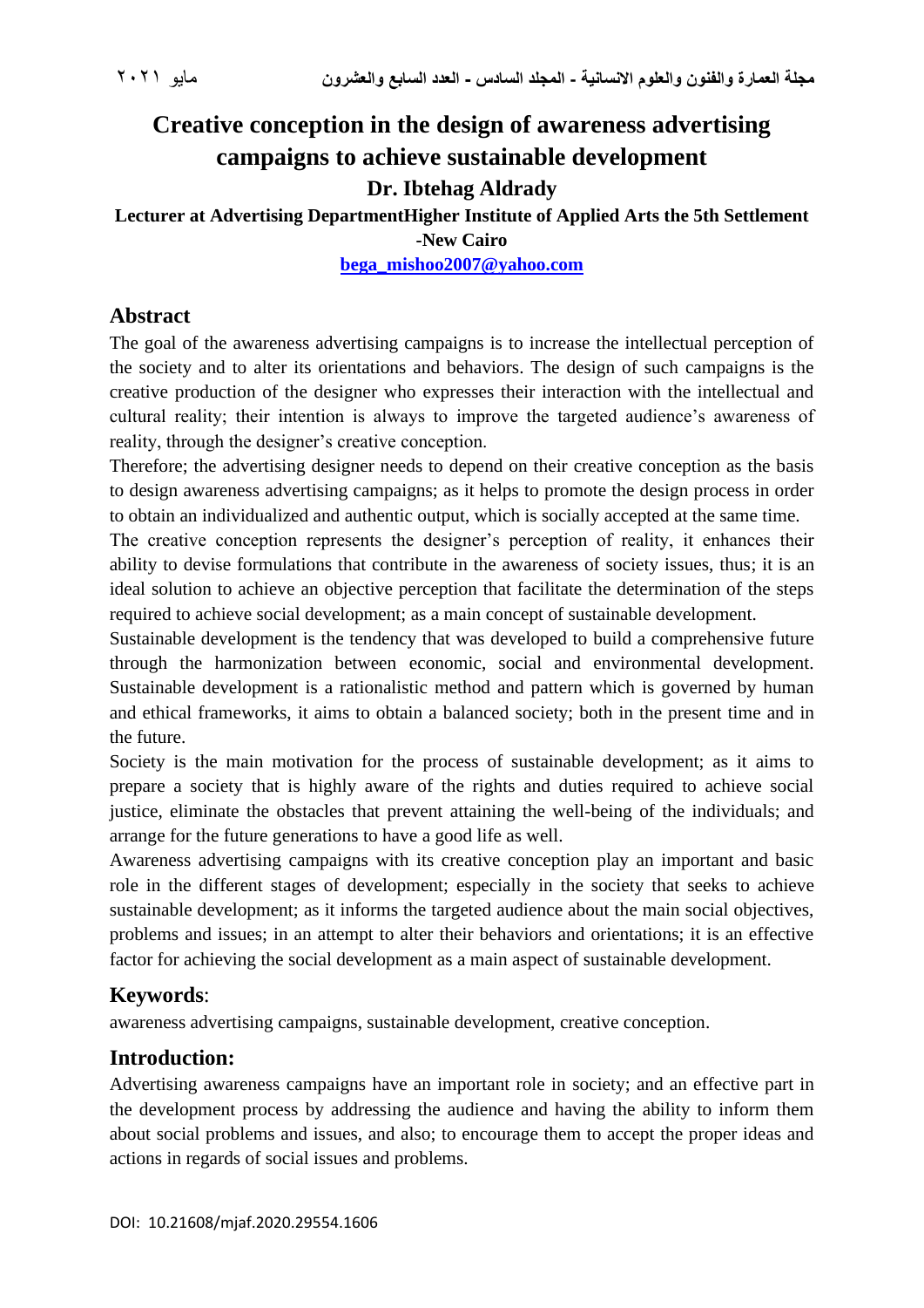# Creative conception in the design of awareness advertising campaigns to achieve sustainable development

**Dr. Ibtehag Aldrady**

**Lecturer at Advertising DepartmentHigher Institute of Applied Arts the 5th Settlement -New Cairo**

**bega_mishoo2007@yahoo.com**

## Abstract

The goal of the awareness advertising campaigns is to increase the intellectual perception of the society and to alter its orientations and behaviors. The design of such campaigns is the creative production of the designer who expresses their interaction with the intellectual and cultural reality; their intention is always to improve the targeted audience's awareness of reality, through the designer's creative conception.

Therefore; the advertising designer needs to depend on their creative conception as the basis to design awareness advertising campaigns; as it helps to promote the design process in order to obtain an individualized and authentic output, which is socially accepted at the same time.

The creative conception represents the designer's perception of reality, it enhances their ability to devise formulations that contribute in the awareness of society issues, thus; it is an ideal solution to achieve an objective perception that facilitate the determination of the steps required to achieve social development; as a main concept of sustainable development.

Sustainable development is the tendency that was developed to build a comprehensive future through the harmonization between economic, social and environmental development. Sustainable development is a rationalistic method and pattern which is governed by human and ethical frameworks, it aims to obtain a balanced society; both in the present time and in the future.

Society is the main motivation for the process of sustainable development; as it aims to prepare a society that is highly aware of the rights and duties required to achieve social justice, eliminate the obstacles that prevent attaining the well-being of the individuals; and arrange for the future generations to have a good life as well.

Awareness advertising campaigns with its creative conception play an important and basic role in the different stages of development; especially in the society that seeks to achieve sustainable development; as it informs the targeted audience about the main social objectives, problems and issues; in an attempt to alter their behaviors and orientations; it is an effective factor for achieving the social development as a main aspect of sustainable development.

## Keywords:

awareness advertising campaigns, sustainable development, creative conception.

## Introduction:

Advertising awareness campaigns have an important role in society; and an effective part in the development process by addressing the audience and having the ability to inform them about social problems and issues, and also; to encourage them to accept the proper ideas and actions in regards of social issues and problems.

DOI: 10.21608/mjaf.2020.29554.1606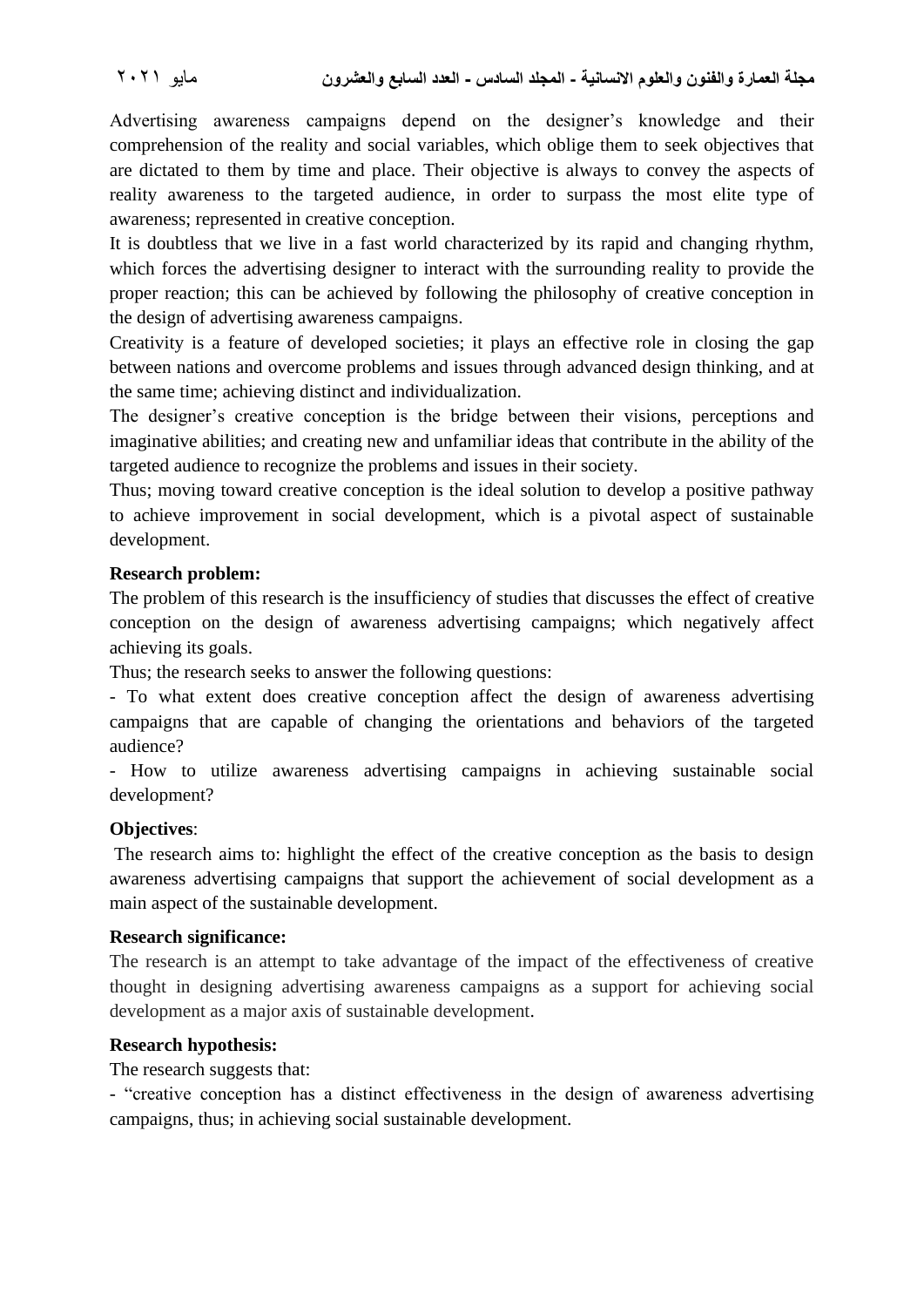Advertising awareness campaigns depend on the designer's knowledge and their comprehension of the reality and social variables, which oblige them to seek objectives that are dictated to them by time and place. Their objective is always to convey the aspects of reality awareness to the targeted audience, in order to surpass the most elite type of awareness; represented in creative conception.

It is doubtless that we live in a fast world characterized by its rapid and changing rhythm, which forces the advertising designer to interact with the surrounding reality to provide the proper reaction; this can be achieved by following the philosophy of creative conception in the design of advertising awareness campaigns.

Creativity is a feature of developed societies; it plays an effective role in closing the gap between nations and overcome problems and issues through advanced design thinking, and at the same time; achieving distinct and individualization.

The designer's creative conception is the bridge between their visions, perceptions and imaginative abilities; and creating new and unfamiliar ideas that contribute in the ability of the targeted audience to recognize the problems and issues in their society.

Thus; moving toward creative conception is the ideal solution to develop a positive pathway to achieve improvement in social development, which is a pivotal aspect of sustainable development.

**Research problem:**

The problem of this research is the insufficiency of studies that discusses the effect of creative conception on the design of awareness advertising campaigns; which negatively affect achieving its goals.

Thus; the research seeks to answer the following questions:

- To what extent does creative conception affect the design of awareness advertising campaigns that are capable of changing the orientations and behaviors of the targeted audience?
- How to utilize awareness advertising campaigns in achieving sustainable social development?

**Objectives**:

The research aims to: highlight the effect of the creative conception as the basis to design awareness advertising campaigns that support the achievement of social development as a main aspect of the sustainable development.

**Research significance:**

The research is an attempt to take advantage of the impact of the effectiveness of creative thought in designing advertising awareness campaigns as a support for achieving social development as a major axis of sustainable development.

**Research hypothesis:**

The research suggests that:

- "creative conception has a distinct effectiveness in the design of awareness advertising campaigns, thus; in achieving social sustainable development.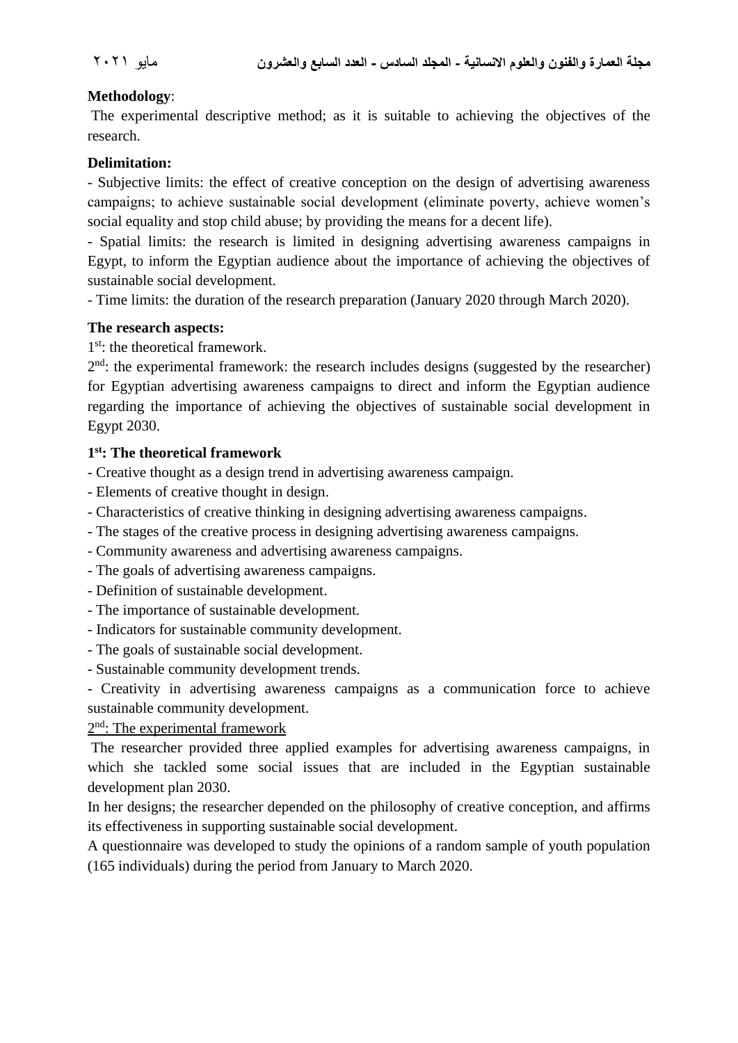**Methodology**:

The experimental descriptive method; as it is suitable to achieving the objectives of the research.

**Delimitation:**

- Subjective limits: the effect of creative conception on the design of advertising awareness campaigns; to achieve sustainable social development (eliminate poverty, achieve women's social equality and stop child abuse; by providing the means for a decent life).
- Spatial limits: the research is limited in designing advertising awareness campaigns in Egypt, to inform the Egyptian audience about the importance of achieving the objectives of sustainable social development.
- Time limits: the duration of the research preparation (January 2020 through March 2020).

**The research aspects:**

1st: the theoretical framework.

2nd: the experimental framework: the research includes designs (suggested by the researcher) for Egyptian advertising awareness campaigns to direct and inform the Egyptian audience regarding the importance of achieving the objectives of sustainable social development in Egypt 2030.

**1st: The theoretical framework**

- Creative thought as a design trend in advertising awareness campaign.
- Elements of creative thought in design.
- Characteristics of creative thinking in designing advertising awareness campaigns.
- The stages of the creative process in designing advertising awareness campaigns.
- Community awareness and advertising awareness campaigns.
- The goals of advertising awareness campaigns.
- Definition of sustainable development.
- The importance of sustainable development.
- Indicators for sustainable community development.
- The goals of sustainable social development.
- Sustainable community development trends.
- Creativity in advertising awareness campaigns as a communication force to achieve sustainable community development.

<u>2nd: The experimental framework</u>

The researcher provided three applied examples for advertising awareness campaigns, in which she tackled some social issues that are included in the Egyptian sustainable development plan 2030.

In her designs; the researcher depended on the philosophy of creative conception, and affirms its effectiveness in supporting sustainable social development.

A questionnaire was developed to study the opinions of a random sample of youth population (165 individuals) during the period from January to March 2020.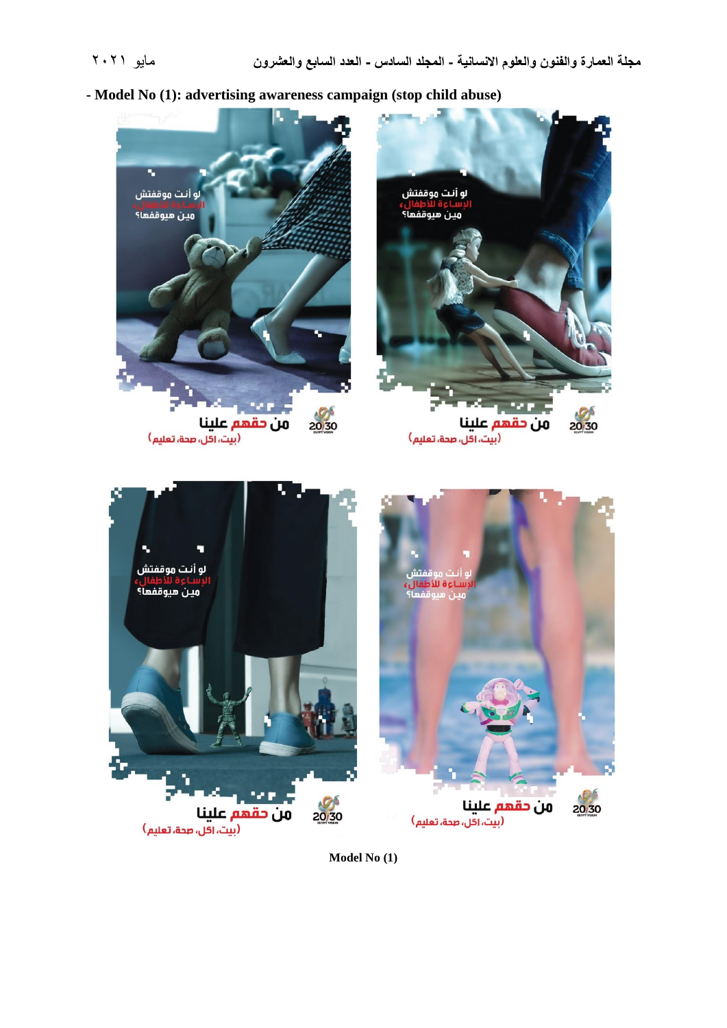- **Model No (1): advertising awareness campaign (stop child abuse)**

**Model No (1)**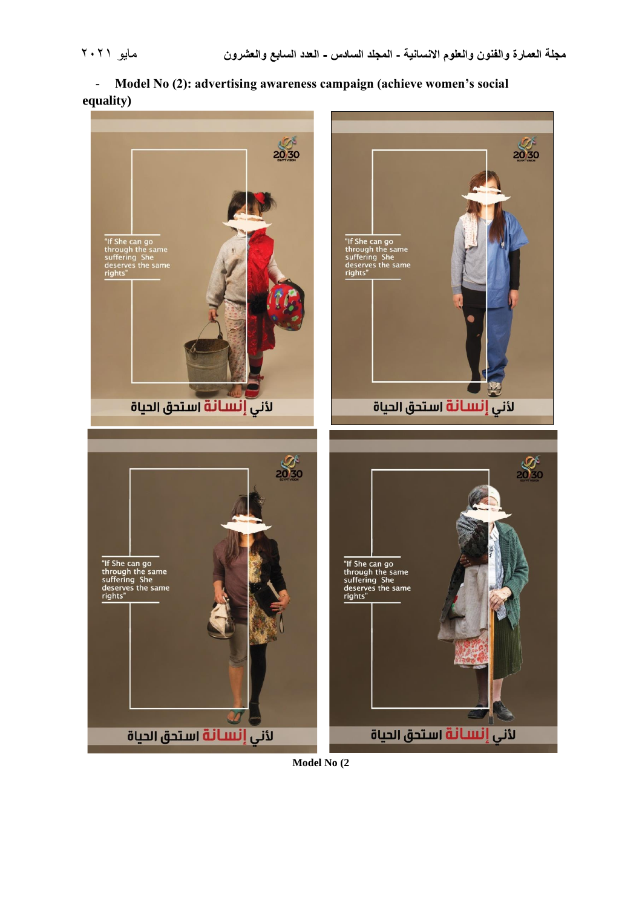- **Model No (2): advertising awareness campaign (achieve women's social equality)**

**Model No (2**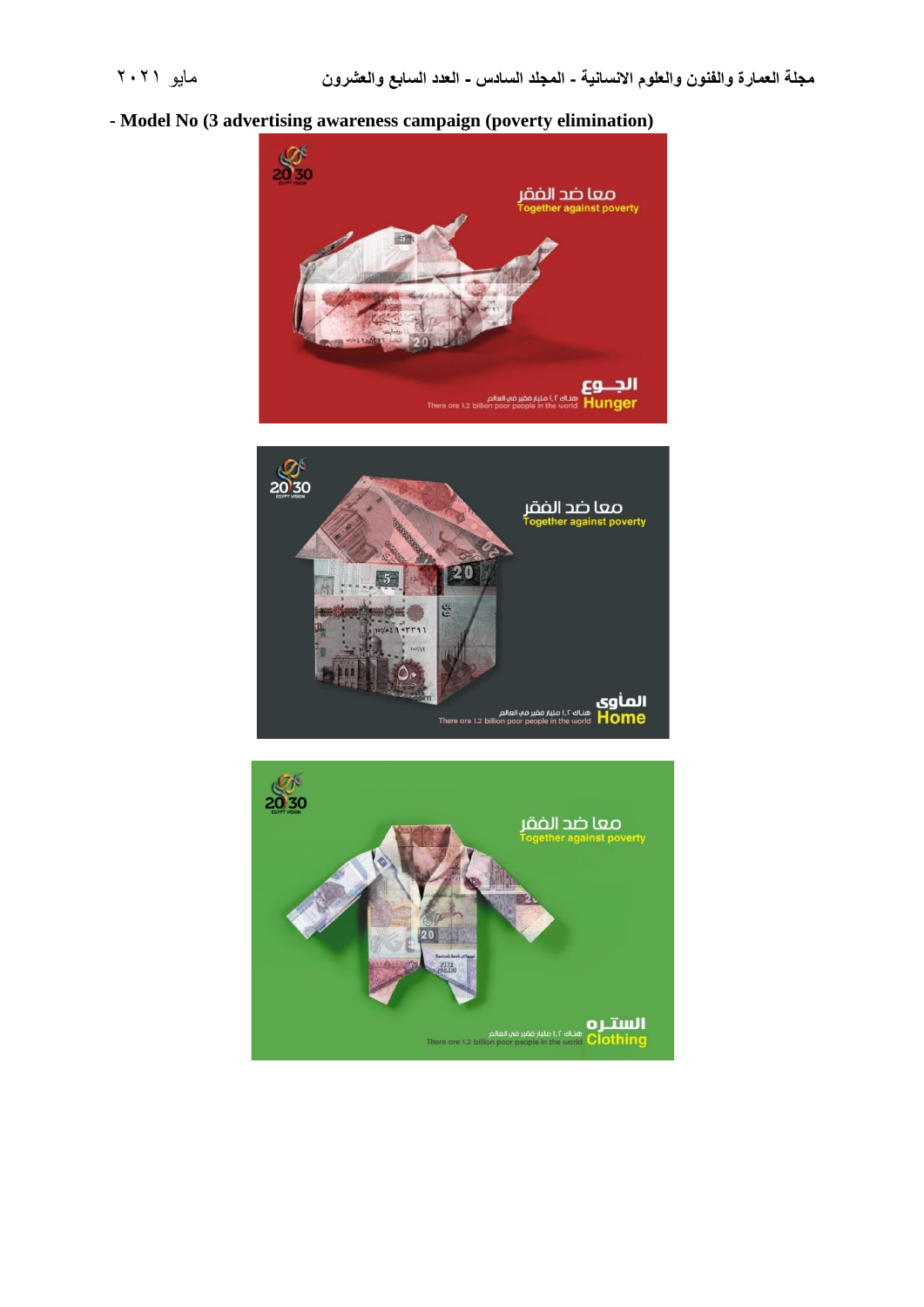- **Model No (3 advertising awareness campaign (poverty elimination)**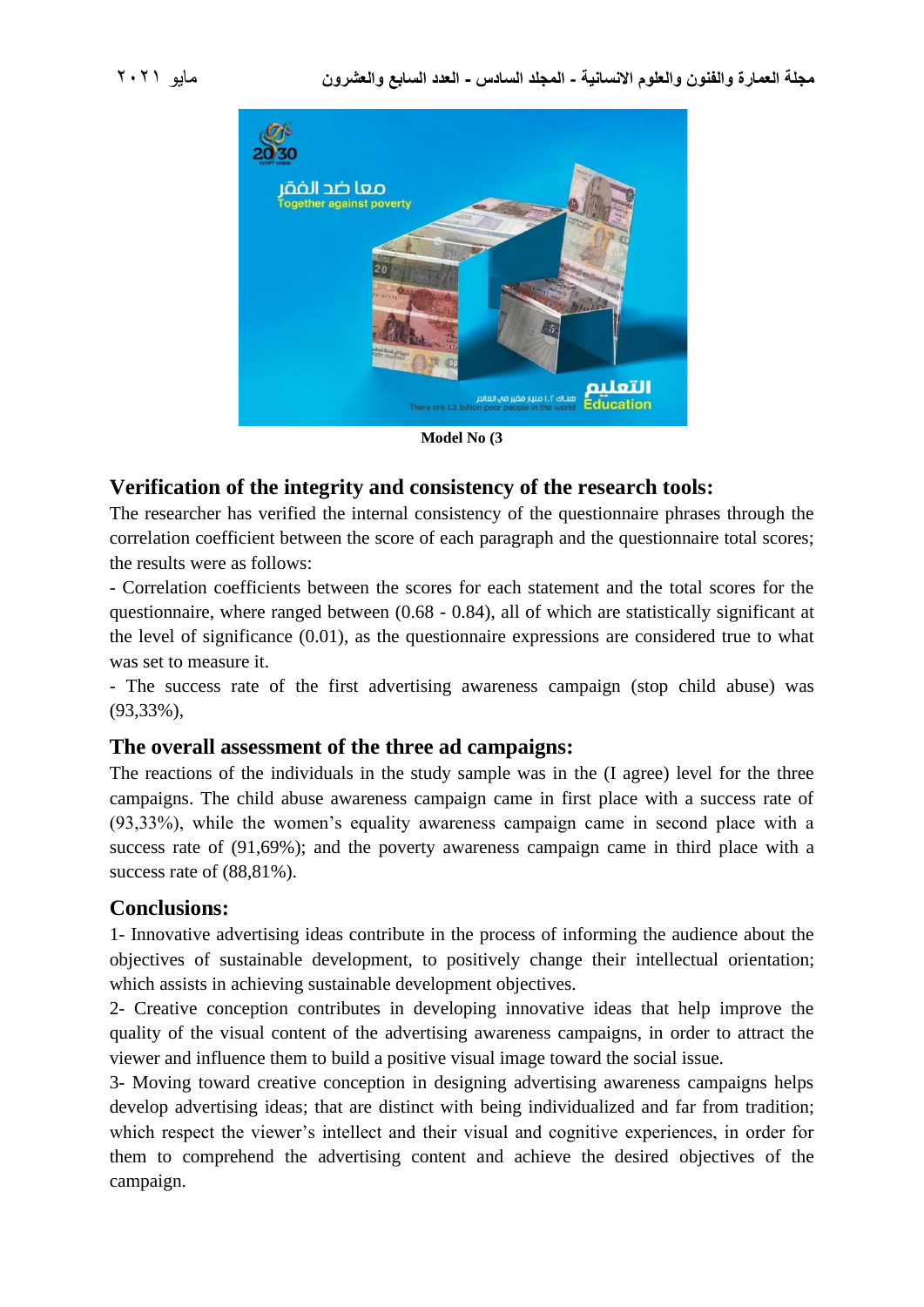Model No (3

## Verification of the integrity and consistency of the research tools:

The researcher has verified the internal consistency of the questionnaire phrases through the correlation coefficient between the score of each paragraph and the questionnaire total scores; the results were as follows:

- Correlation coefficients between the scores for each statement and the total scores for the questionnaire, where ranged between (0.68 - 0.84), all of which are statistically significant at the level of significance (0.01), as the questionnaire expressions are considered true to what was set to measure it.

- The success rate of the first advertising awareness campaign (stop child abuse) was (93,33%),

## The overall assessment of the three ad campaigns:

The reactions of the individuals in the study sample was in the (I agree) level for the three campaigns. The child abuse awareness campaign came in first place with a success rate of (93,33%), while the women's equality awareness campaign came in second place with a success rate of (91,69%); and the poverty awareness campaign came in third place with a success rate of (88,81%).

## Conclusions:

1- Innovative advertising ideas contribute in the process of informing the audience about the objectives of sustainable development, to positively change their intellectual orientation; which assists in achieving sustainable development objectives.

2- Creative conception contributes in developing innovative ideas that help improve the quality of the visual content of the advertising awareness campaigns, in order to attract the viewer and influence them to build a positive visual image toward the social issue.

3- Moving toward creative conception in designing advertising awareness campaigns helps develop advertising ideas; that are distinct with being individualized and far from tradition; which respect the viewer's intellect and their visual and cognitive experiences, in order for them to comprehend the advertising content and achieve the desired objectives of the campaign.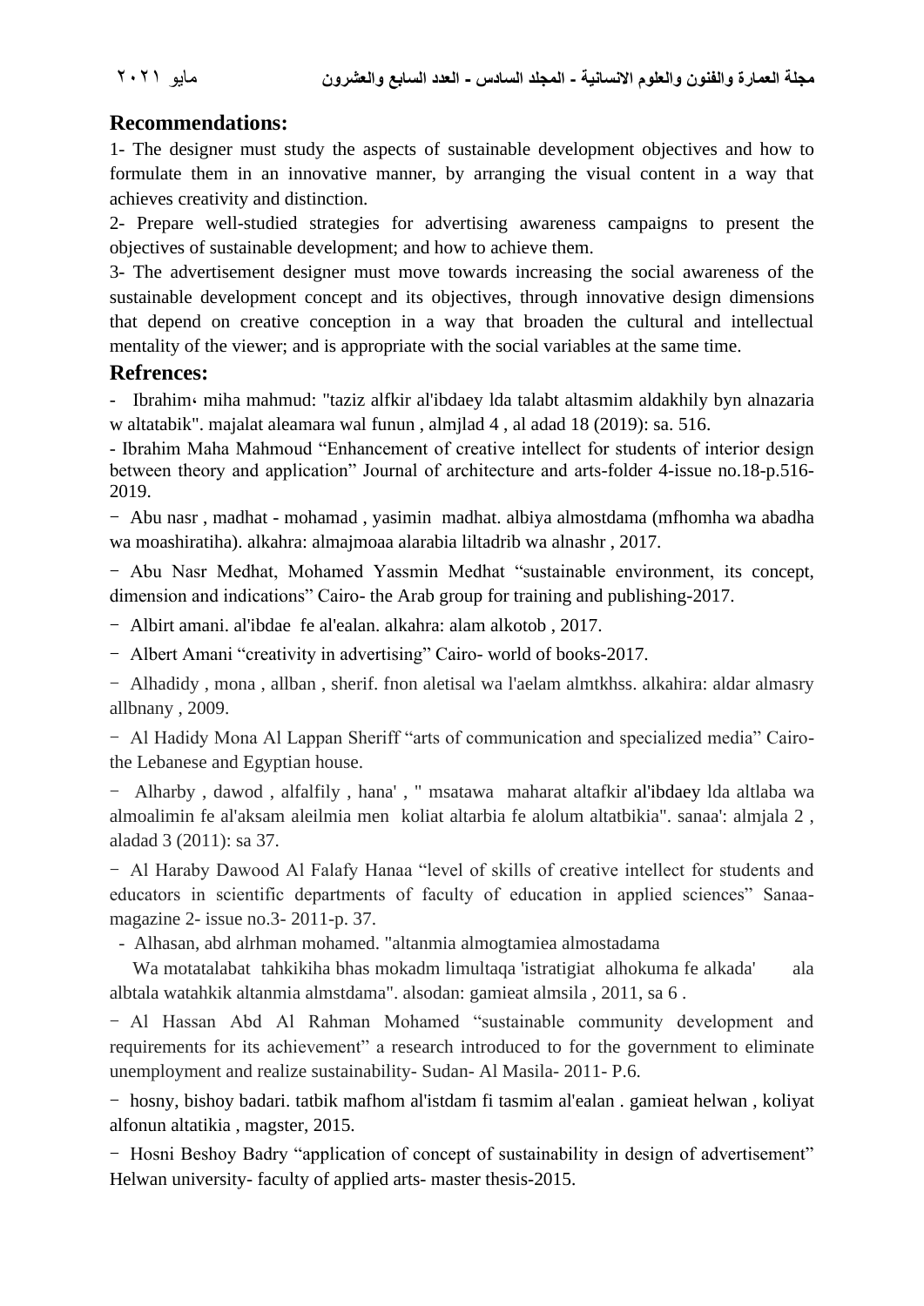## Recommendations:

1- The designer must study the aspects of sustainable development objectives and how to formulate them in an innovative manner, by arranging the visual content in a way that achieves creativity and distinction.

2- Prepare well-studied strategies for advertising awareness campaigns to present the objectives of sustainable development; and how to achieve them.

3- The advertisement designer must move towards increasing the social awareness of the sustainable development concept and its objectives, through innovative design dimensions that depend on creative conception in a way that broaden the cultural and intellectual mentality of the viewer; and is appropriate with the social variables at the same time.

## Refrences:

- Ibrahim، miha mahmud: "taziz alfkir al'ibdaey lda talabt altasmim aldakhily byn alnazaria w altatabik". majalat aleamara wal funun , almjlad 4 , al adad 18 (2019): sa. 516.

- Ibrahim Maha Mahmoud “Enhancement of creative intellect for students of interior design between theory and application” Journal of architecture and arts-folder 4-issue no.18-p.516-2019.

- Abu nasr , madhat - mohamad , yasimin madhat. albiya almostdama (mfhomha wa abadha wa moashiratiha). alkahra: almajmoaa alarabia liltadrib wa alnashr , 2017.

- Abu Nasr Medhat, Mohamed Yassmin Medhat “sustainable environment, its concept, dimension and indications” Cairo- the Arab group for training and publishing-2017.

- Albirt amani. al'ibdae fe al'ealan. alkahra: alam alkotob , 2017.

- Albert Amani “creativity in advertising” Cairo- world of books-2017.

- Alhadidy , mona , allban , sherif. fnon aletisal wa l'aelam almtkhss. alkahira: aldar almasry allbnany , 2009.

- Al Hadidy Mona Al Lappan Sheriff “arts of communication and specialized media” Cairo- the Lebanese and Egyptian house.

- Alharby , dawod , alfalfily , hana' , " msatawa maharat altafkir al'ibdaey lda altlaba wa almoalimin fe al'aksam aleilmia men koliat altarbia fe alolum altatbikia". sanaa': almjala 2 , aladad 3 (2011): sa 37.

- Al Haraby Dawood Al Falafy Hanaa “level of skills of creative intellect for students and educators in scientific departments of faculty of education in applied sciences” Sanaa- magazine 2- issue no.3- 2011-p. 37.

- Alhasan, abd alrhman mohamed. "altanmia almogtamiea almostadama Wa motatalabat tahkikiha bhas mokadm limultaqa 'istratigiat alhokuma fe alkada' ala albtala watahkik altanmia almstdama". alsodan: gamieat almsila , 2011, sa 6 .

- Al Hassan Abd Al Rahman Mohamed “sustainable community development and requirements for its achievement” a research introduced to for the government to eliminate unemployment and realize sustainability- Sudan- Al Masila- 2011- P.6.

- hosny, bishoy badari. tatbik mafhom al'istdam fi tasmim al'ealan . gamieat helwan , koliyat alfonun altatikia , magster, 2015.

- Hosni Beshoy Badry “application of concept of sustainability in design of advertisement” Helwan university- faculty of applied arts- master thesis-2015.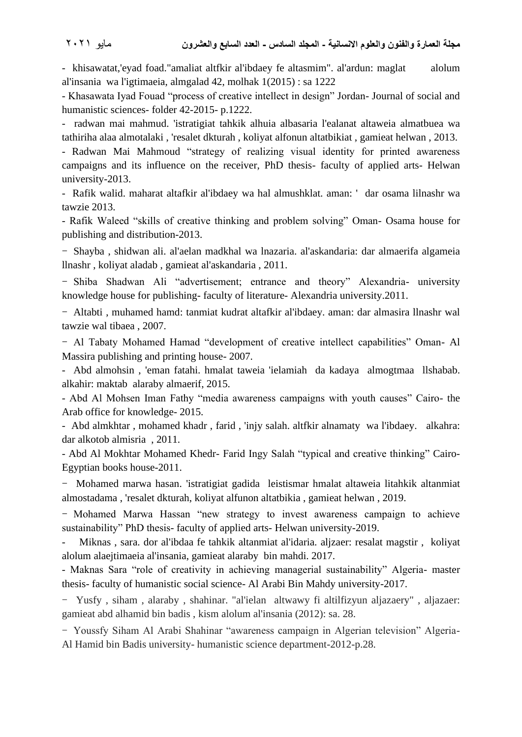- khisawatat,'eyad foad."amaliat altfkir al'ibdaey fe altasmim". al'ardun: maglat alolum al'insania wa l'igtimaeia, almgalad 42, molhak 1(2015) : sa 1222

- Khasawata Iyad Fouad “process of creative intellect in design” Jordan- Journal of social and humanistic sciences- folder 42-2015- p.1222.

- radwan mai mahmud. 'istratigiat tahkik alhuia albasaria l'ealanat altaweia almatbuea wa tathiriha alaa almotalaki , 'resalet dkturah , koliyat alfonun altatbikiat , gamieat helwan , 2013.

- Radwan Mai Mahmoud “strategy of realizing visual identity for printed awareness campaigns and its influence on the receiver, PhD thesis- faculty of applied arts- Helwan university-2013.

- Rafik walid. maharat altafkir al'ibdaey wa hal almushklat. aman: ' dar osama lilnashr wa tawzie 2013.

- Rafik Waleed “skills of creative thinking and problem solving” Oman- Osama house for publishing and distribution-2013.

− Shayba , shidwan ali. al'aelan madkhal wa lnazaria. al'askandaria: dar almaerifa algameia llnashr , koliyat aladab , gamieat al'askandaria , 2011.

− Shiba Shadwan Ali “advertisement; entrance and theory” Alexandria- university knowledge house for publishing- faculty of literature- Alexandria university.2011.

− Altabti , muhamed hamd: tanmiat kudrat altafkir al'ibdaey. aman: dar almasira llnashr wal tawzie wal tibaea , 2007.

− Al Tabaty Mohamed Hamad “development of creative intellect capabilities” Oman- Al Massira publishing and printing house- 2007.

- Abd almohsin , 'eman fatahi. hmalat taweia 'ielamiah da kadaya almogtmaa llshabab. alkahir: maktab alaraby almaerif, 2015.

- Abd Al Mohsen Iman Fathy “media awareness campaigns with youth causes” Cairo- the Arab office for knowledge- 2015.

- Abd almkhtar , mohamed khadr , farid , 'injy salah. altfkir alnamaty wa l'ibdaey. alkahra: dar alkotob almisria , 2011.

- Abd Al Mokhtar Mohamed Khedr- Farid Ingy Salah “typical and creative thinking” Cairo- Egyptian books house-2011.

− Mohamed marwa hasan. 'istratigiat gadida leistismar hmalat altaweia litahkik altanmiat almostadama , 'resalet dkturah, koliyat alfunon altatbikia , gamieat helwan , 2019.

− Mohamed Marwa Hassan “new strategy to invest awareness campaign to achieve sustainability” PhD thesis- faculty of applied arts- Helwan university-2019.

- Miknas , sara. dor al'ibdaa fe tahkik altanmiat al'idaria. aljzaer: resalat magstir , koliyat alolum alaejtimaeia al'insania, gamieat alaraby bin mahdi. 2017.

- Maknas Sara “role of creativity in achieving managerial sustainability” Algeria- master thesis- faculty of humanistic social science- Al Arabi Bin Mahdy university-2017.

− Yusfy , siham , alaraby , shahinar. "al'ielan altwawy fi altilfizyun aljazaery" , aljazaer: gamieat abd alhamid bin badis , kism alolum al'insania (2012): sa. 28.

− Youssfy Siham Al Arabi Shahinar “awareness campaign in Algerian television” Algeria- Al Hamid bin Badis university- humanistic science department-2012-p.28.